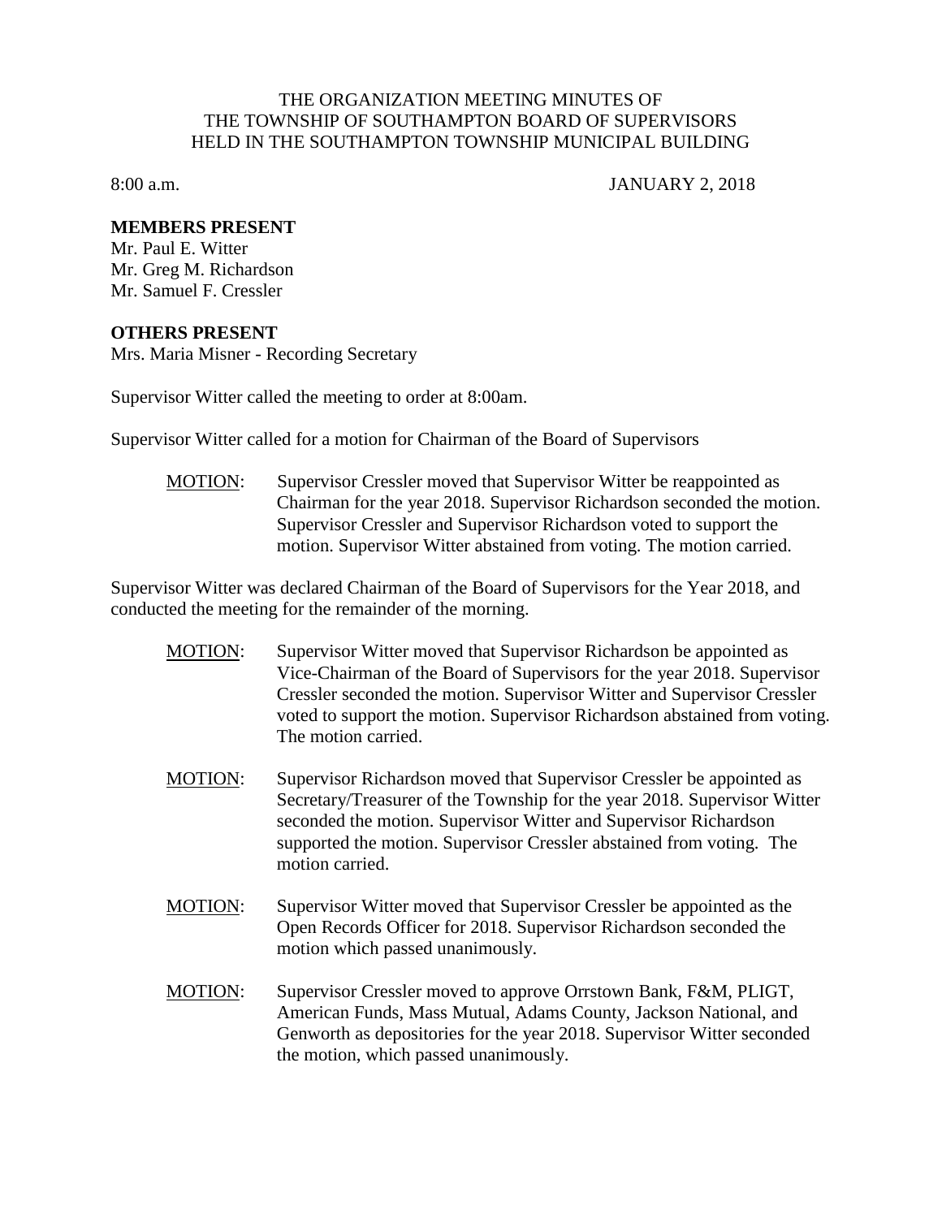# THE ORGANIZATION MEETING MINUTES OF THE TOWNSHIP OF SOUTHAMPTON BOARD OF SUPERVISORS HELD IN THE SOUTHAMPTON TOWNSHIP MUNICIPAL BUILDING

8:00 a.m. JANUARY 2, 2018

**MEMBERS PRESENT**

Mr. Paul E. Witter
Mr. Greg M. Richardson
Mr. Samuel F. Cressler

**OTHERS PRESENT**

Mrs. Maria Misner - Recording Secretary

Supervisor Witter called the meeting to order at 8:00am.

Supervisor Witter called for a motion for Chairman of the Board of Supervisors

> MOTION: Supervisor Cressler moved that Supervisor Witter be reappointed as Chairman for the year 2018. Supervisor Richardson seconded the motion. Supervisor Cressler and Supervisor Richardson voted to support the motion. Supervisor Witter abstained from voting. The motion carried.

Supervisor Witter was declared Chairman of the Board of Supervisors for the Year 2018, and conducted the meeting for the remainder of the morning.

> MOTION: Supervisor Witter moved that Supervisor Richardson be appointed as Vice-Chairman of the Board of Supervisors for the year 2018. Supervisor Cressler seconded the motion. Supervisor Witter and Supervisor Cressler voted to support the motion. Supervisor Richardson abstained from voting. The motion carried.

> MOTION: Supervisor Richardson moved that Supervisor Cressler be appointed as Secretary/Treasurer of the Township for the year 2018. Supervisor Witter seconded the motion. Supervisor Witter and Supervisor Richardson supported the motion. Supervisor Cressler abstained from voting. The motion carried.

> MOTION: Supervisor Witter moved that Supervisor Cressler be appointed as the Open Records Officer for 2018. Supervisor Richardson seconded the motion which passed unanimously.

> MOTION: Supervisor Cressler moved to approve Orrstown Bank, F&M, PLIGT, American Funds, Mass Mutual, Adams County, Jackson National, and Genworth as depositories for the year 2018. Supervisor Witter seconded the motion, which passed unanimously.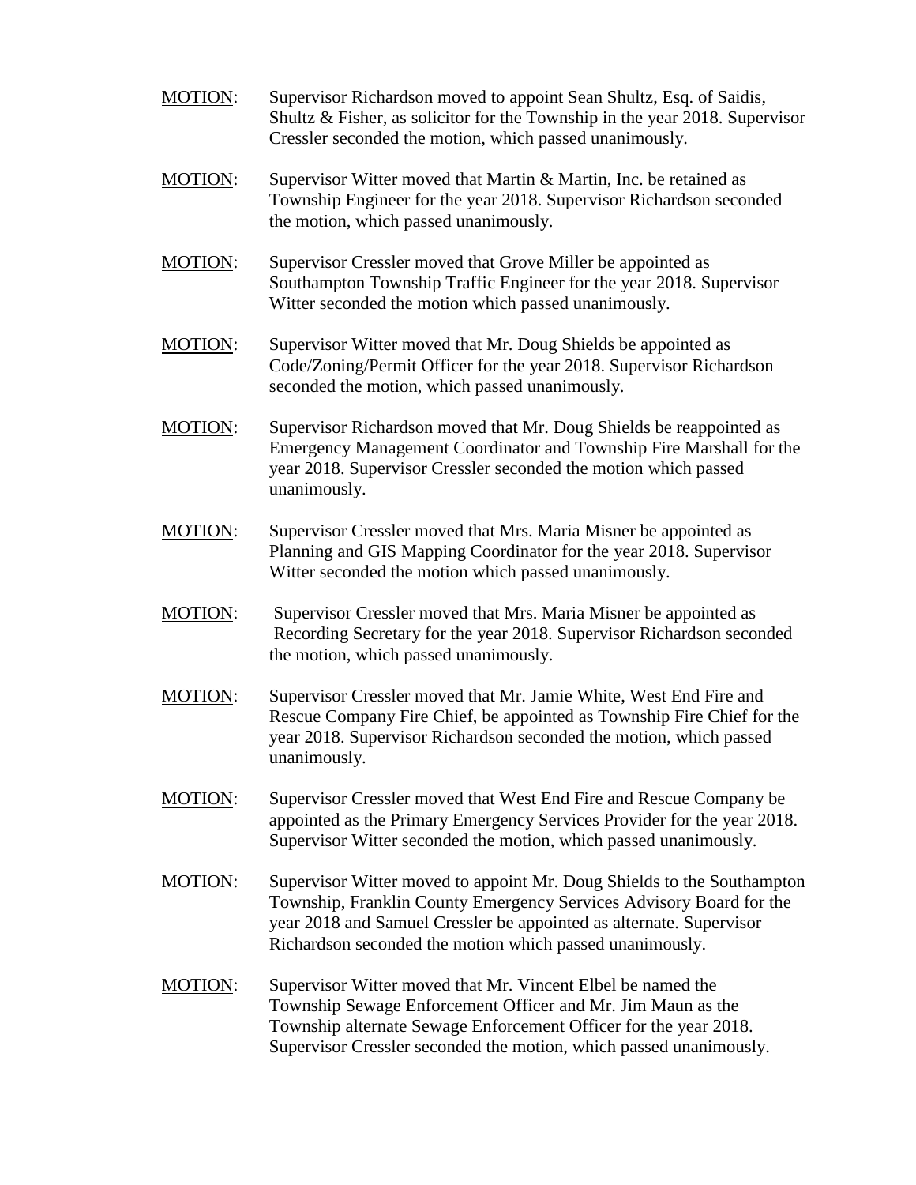<u>MOTION</u>: Supervisor Richardson moved to appoint Sean Shultz, Esq. of Saidis, Shultz & Fisher, as solicitor for the Township in the year 2018. Supervisor Cressler seconded the motion, which passed unanimously.

<u>MOTION</u>: Supervisor Witter moved that Martin & Martin, Inc. be retained as Township Engineer for the year 2018. Supervisor Richardson seconded the motion, which passed unanimously.

<u>MOTION</u>: Supervisor Cressler moved that Grove Miller be appointed as Southampton Township Traffic Engineer for the year 2018. Supervisor Witter seconded the motion which passed unanimously.

<u>MOTION</u>: Supervisor Witter moved that Mr. Doug Shields be appointed as Code/Zoning/Permit Officer for the year 2018. Supervisor Richardson seconded the motion, which passed unanimously.

<u>MOTION</u>: Supervisor Richardson moved that Mr. Doug Shields be reappointed as Emergency Management Coordinator and Township Fire Marshall for the year 2018. Supervisor Cressler seconded the motion which passed unanimously.

<u>MOTION</u>: Supervisor Cressler moved that Mrs. Maria Misner be appointed as Planning and GIS Mapping Coordinator for the year 2018. Supervisor Witter seconded the motion which passed unanimously.

<u>MOTION</u>: Supervisor Cressler moved that Mrs. Maria Misner be appointed as Recording Secretary for the year 2018. Supervisor Richardson seconded the motion, which passed unanimously.

<u>MOTION</u>: Supervisor Cressler moved that Mr. Jamie White, West End Fire and Rescue Company Fire Chief, be appointed as Township Fire Chief for the year 2018. Supervisor Richardson seconded the motion, which passed unanimously.

<u>MOTION</u>: Supervisor Cressler moved that West End Fire and Rescue Company be appointed as the Primary Emergency Services Provider for the year 2018. Supervisor Witter seconded the motion, which passed unanimously.

<u>MOTION</u>: Supervisor Witter moved to appoint Mr. Doug Shields to the Southampton Township, Franklin County Emergency Services Advisory Board for the year 2018 and Samuel Cressler be appointed as alternate. Supervisor Richardson seconded the motion which passed unanimously.

<u>MOTION</u>: Supervisor Witter moved that Mr. Vincent Elbel be named the Township Sewage Enforcement Officer and Mr. Jim Maun as the Township alternate Sewage Enforcement Officer for the year 2018. Supervisor Cressler seconded the motion, which passed unanimously.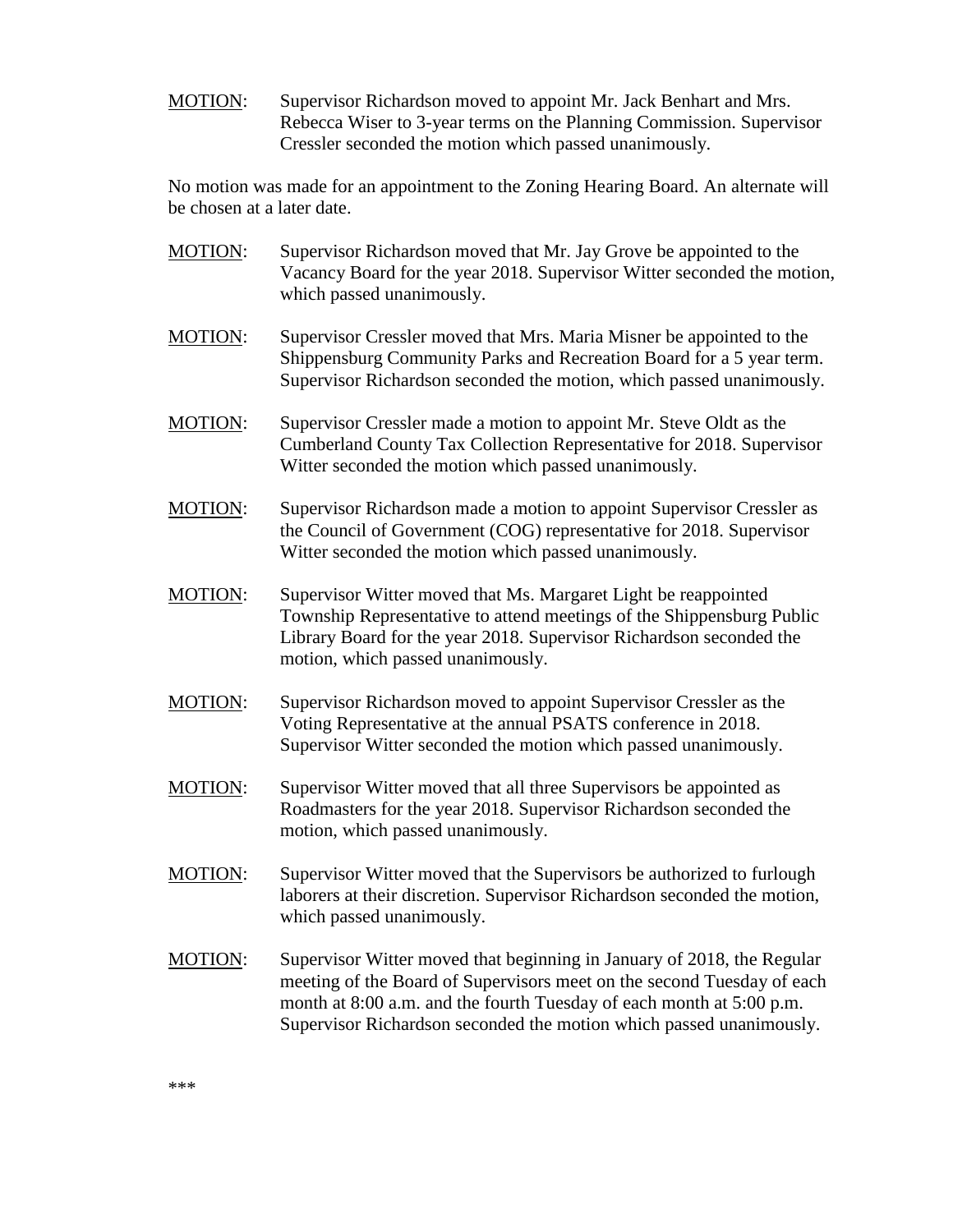MOTION: Supervisor Richardson moved to appoint Mr. Jack Benhart and Mrs. Rebecca Wiser to 3-year terms on the Planning Commission. Supervisor Cressler seconded the motion which passed unanimously.

No motion was made for an appointment to the Zoning Hearing Board. An alternate will be chosen at a later date.

MOTION: Supervisor Richardson moved that Mr. Jay Grove be appointed to the Vacancy Board for the year 2018. Supervisor Witter seconded the motion, which passed unanimously.

MOTION: Supervisor Cressler moved that Mrs. Maria Misner be appointed to the Shippensburg Community Parks and Recreation Board for a 5 year term. Supervisor Richardson seconded the motion, which passed unanimously.

MOTION: Supervisor Cressler made a motion to appoint Mr. Steve Oldt as the Cumberland County Tax Collection Representative for 2018. Supervisor Witter seconded the motion which passed unanimously.

MOTION: Supervisor Richardson made a motion to appoint Supervisor Cressler as the Council of Government (COG) representative for 2018. Supervisor Witter seconded the motion which passed unanimously.

MOTION: Supervisor Witter moved that Ms. Margaret Light be reappointed Township Representative to attend meetings of the Shippensburg Public Library Board for the year 2018. Supervisor Richardson seconded the motion, which passed unanimously.

MOTION: Supervisor Richardson moved to appoint Supervisor Cressler as the Voting Representative at the annual PSATS conference in 2018. Supervisor Witter seconded the motion which passed unanimously.

MOTION: Supervisor Witter moved that all three Supervisors be appointed as Roadmasters for the year 2018. Supervisor Richardson seconded the motion, which passed unanimously.

MOTION: Supervisor Witter moved that the Supervisors be authorized to furlough laborers at their discretion. Supervisor Richardson seconded the motion, which passed unanimously.

MOTION: Supervisor Witter moved that beginning in January of 2018, the Regular meeting of the Board of Supervisors meet on the second Tuesday of each month at 8:00 a.m. and the fourth Tuesday of each month at 5:00 p.m. Supervisor Richardson seconded the motion which passed unanimously.

***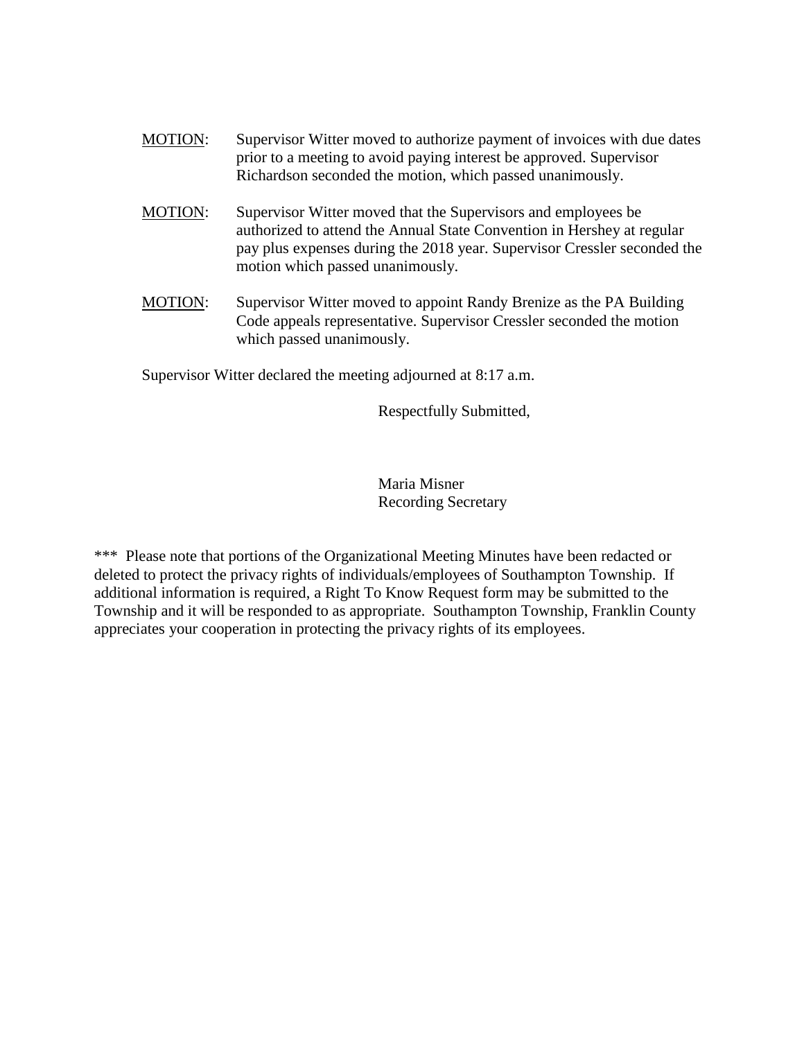<u>MOTION</u>: Supervisor Witter moved to authorize payment of invoices with due dates prior to a meeting to avoid paying interest be approved. Supervisor Richardson seconded the motion, which passed unanimously.

<u>MOTION</u>: Supervisor Witter moved that the Supervisors and employees be authorized to attend the Annual State Convention in Hershey at regular pay plus expenses during the 2018 year. Supervisor Cressler seconded the motion which passed unanimously.

<u>MOTION</u>: Supervisor Witter moved to appoint Randy Brenize as the PA Building Code appeals representative. Supervisor Cressler seconded the motion which passed unanimously.

Supervisor Witter declared the meeting adjourned at 8:17 a.m.

Respectfully Submitted,

Maria Misner
Recording Secretary

*** Please note that portions of the Organizational Meeting Minutes have been redacted or deleted to protect the privacy rights of individuals/employees of Southampton Township. If additional information is required, a Right To Know Request form may be submitted to the Township and it will be responded to as appropriate. Southampton Township, Franklin County appreciates your cooperation in protecting the privacy rights of its employees.